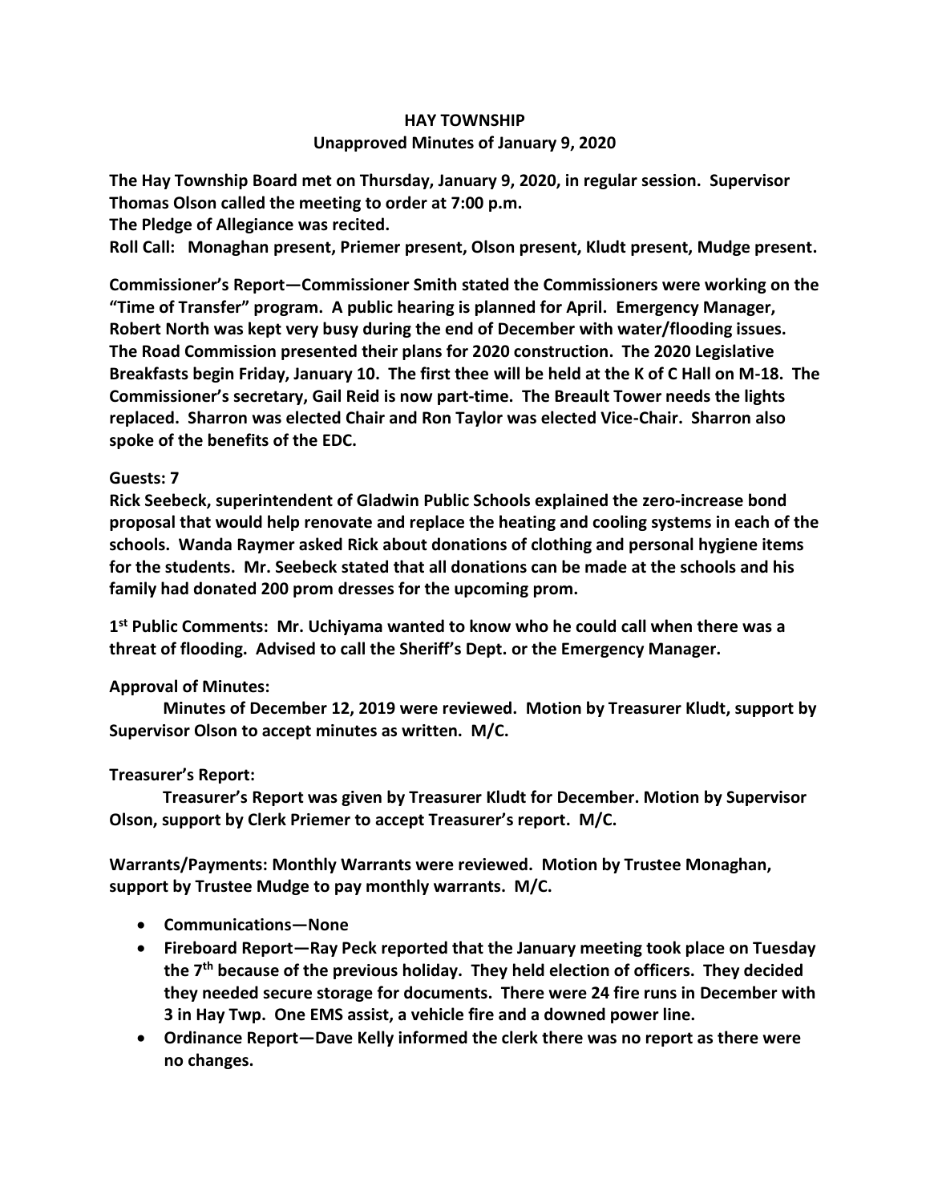# HAY TOWNSHIP

## Unapproved Minutes of January 9, 2020

**The Hay Township Board met on Thursday, January 9, 2020, in regular session. Supervisor Thomas Olson called the meeting to order at 7:00 p.m.**

**The Pledge of Allegiance was recited.**

**Roll Call: Monaghan present, Priemer present, Olson present, Kludt present, Mudge present.**

**Commissioner's Report—Commissioner Smith stated the Commissioners were working on the "Time of Transfer" program. A public hearing is planned for April. Emergency Manager, Robert North was kept very busy during the end of December with water/flooding issues. The Road Commission presented their plans for 2020 construction. The 2020 Legislative Breakfasts begin Friday, January 10. The first thee will be held at the K of C Hall on M-18. The Commissioner's secretary, Gail Reid is now part-time. The Breault Tower needs the lights replaced. Sharron was elected Chair and Ron Taylor was elected Vice-Chair. Sharron also spoke of the benefits of the EDC.**

**Guests: 7**

**Rick Seebeck, superintendent of Gladwin Public Schools explained the zero-increase bond proposal that would help renovate and replace the heating and cooling systems in each of the schools. Wanda Raymer asked Rick about donations of clothing and personal hygiene items for the students. Mr. Seebeck stated that all donations can be made at the schools and his family had donated 200 prom dresses for the upcoming prom.**

**1st Public Comments: Mr. Uchiyama wanted to know who he could call when there was a threat of flooding. Advised to call the Sheriff's Dept. or the Emergency Manager.**

**Approval of Minutes:**

**Minutes of December 12, 2019 were reviewed. Motion by Treasurer Kludt, support by Supervisor Olson to accept minutes as written. M/C.**

**Treasurer's Report:**

**Treasurer's Report was given by Treasurer Kludt for December. Motion by Supervisor Olson, support by Clerk Priemer to accept Treasurer's report. M/C.**

**Warrants/Payments: Monthly Warrants were reviewed. Motion by Trustee Monaghan, support by Trustee Mudge to pay monthly warrants. M/C.**

- **Communications—None**
- **Fireboard Report—Ray Peck reported that the January meeting took place on Tuesday the 7th because of the previous holiday. They held election of officers. They decided they needed secure storage for documents. There were 24 fire runs in December with 3 in Hay Twp. One EMS assist, a vehicle fire and a downed power line.**
- **Ordinance Report—Dave Kelly informed the clerk there was no report as there were no changes.**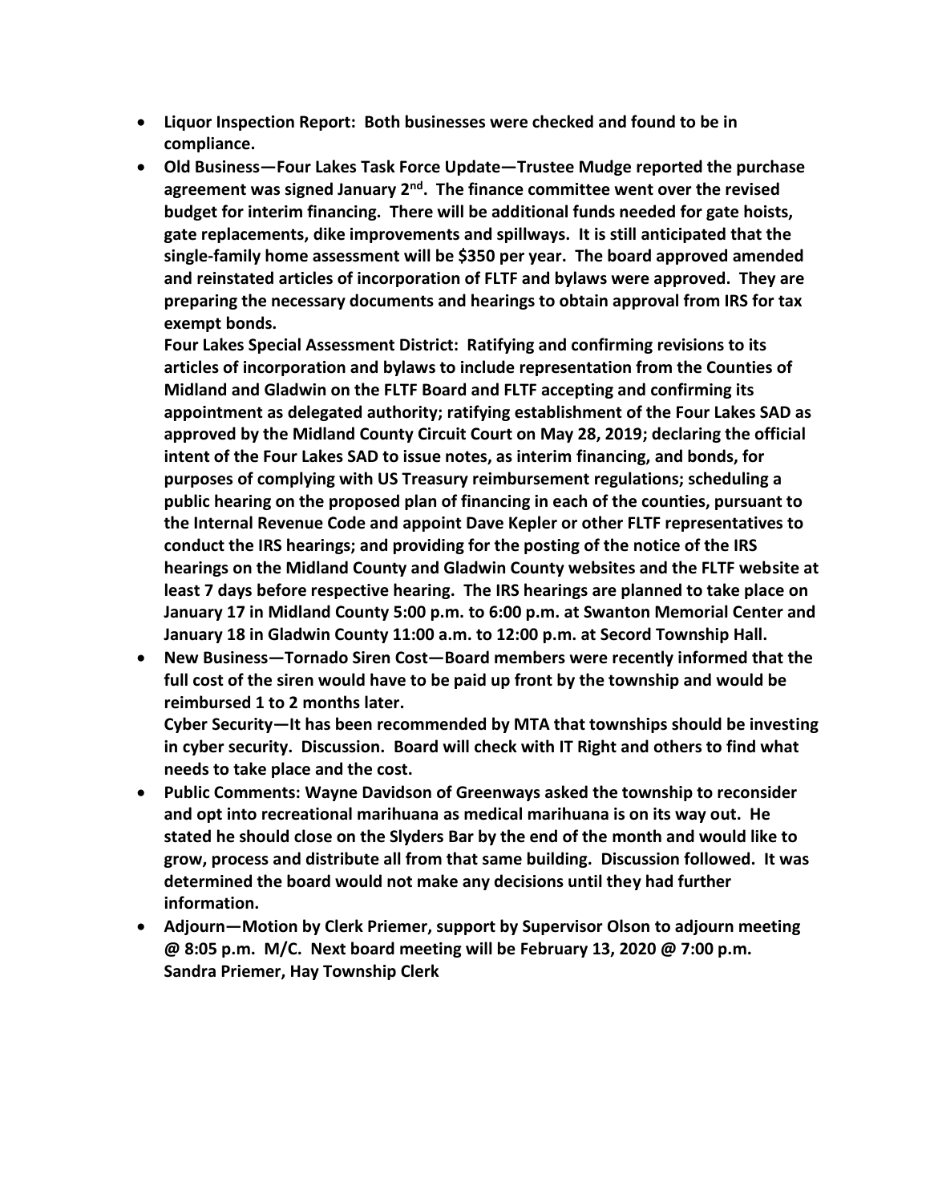- **Liquor Inspection Report: Both businesses were checked and found to be in compliance.**
- **Old Business—Four Lakes Task Force Update—Trustee Mudge reported the purchase agreement was signed January 2nd. The finance committee went over the revised budget for interim financing. There will be additional funds needed for gate hoists, gate replacements, dike improvements and spillways. It is still anticipated that the single-family home assessment will be $350 per year. The board approved amended and reinstated articles of incorporation of FLTF and bylaws were approved. They are preparing the necessary documents and hearings to obtain approval from IRS for tax exempt bonds.**

  **Four Lakes Special Assessment District: Ratifying and confirming revisions to its articles of incorporation and bylaws to include representation from the Counties of Midland and Gladwin on the FLTF Board and FLTF accepting and confirming its appointment as delegated authority; ratifying establishment of the Four Lakes SAD as approved by the Midland County Circuit Court on May 28, 2019; declaring the official intent of the Four Lakes SAD to issue notes, as interim financing, and bonds, for purposes of complying with US Treasury reimbursement regulations; scheduling a public hearing on the proposed plan of financing in each of the counties, pursuant to the Internal Revenue Code and appoint Dave Kepler or other FLTF representatives to conduct the IRS hearings; and providing for the posting of the notice of the IRS hearings on the Midland County and Gladwin County websites and the FLTF website at least 7 days before respective hearing. The IRS hearings are planned to take place on January 17 in Midland County 5:00 p.m. to 6:00 p.m. at Swanton Memorial Center and January 18 in Gladwin County 11:00 a.m. to 12:00 p.m. at Secord Township Hall.**
- **New Business—Tornado Siren Cost—Board members were recently informed that the full cost of the siren would have to be paid up front by the township and would be reimbursed 1 to 2 months later.**

  **Cyber Security—It has been recommended by MTA that townships should be investing in cyber security. Discussion. Board will check with IT Right and others to find what needs to take place and the cost.**
- **Public Comments: Wayne Davidson of Greenways asked the township to reconsider and opt into recreational marihuana as medical marihuana is on its way out. He stated he should close on the Slyders Bar by the end of the month and would like to grow, process and distribute all from that same building. Discussion followed. It was determined the board would not make any decisions until they had further information.**
- **Adjourn—Motion by Clerk Priemer, support by Supervisor Olson to adjourn meeting @ 8:05 p.m. M/C. Next board meeting will be February 13, 2020 @ 7:00 p.m.**
  **Sandra Priemer, Hay Township Clerk**